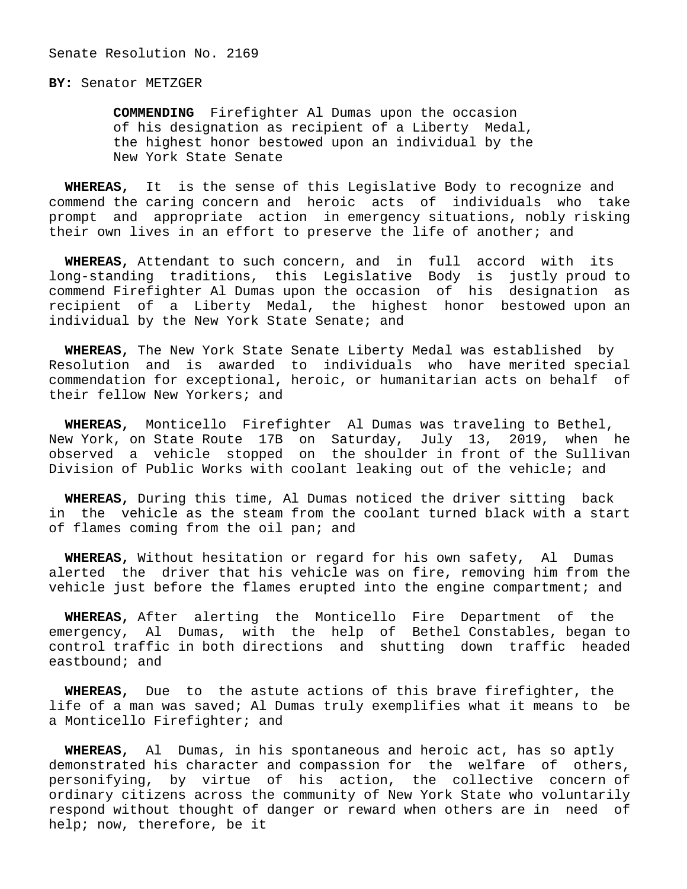Senate Resolution No. 2169

**BY:** Senator METZGER

**COMMENDING** Firefighter Al Dumas upon the occasion of his designation as recipient of a Liberty Medal, the highest honor bestowed upon an individual by the New York State Senate

**WHEREAS,** It is the sense of this Legislative Body to recognize and commend the caring concern and heroic acts of individuals who take prompt and appropriate action in emergency situations, nobly risking their own lives in an effort to preserve the life of another; and

**WHEREAS,** Attendant to such concern, and in full accord with its long-standing traditions, this Legislative Body is justly proud to commend Firefighter Al Dumas upon the occasion of his designation as recipient of a Liberty Medal, the highest honor bestowed upon an individual by the New York State Senate; and

**WHEREAS,** The New York State Senate Liberty Medal was established by Resolution and is awarded to individuals who have merited special commendation for exceptional, heroic, or humanitarian acts on behalf of their fellow New Yorkers; and

**WHEREAS,** Monticello Firefighter Al Dumas was traveling to Bethel, New York, on State Route 17B on Saturday, July 13, 2019, when he observed a vehicle stopped on the shoulder in front of the Sullivan Division of Public Works with coolant leaking out of the vehicle; and

**WHEREAS,** During this time, Al Dumas noticed the driver sitting back in the vehicle as the steam from the coolant turned black with a start of flames coming from the oil pan; and

**WHEREAS,** Without hesitation or regard for his own safety, Al Dumas alerted the driver that his vehicle was on fire, removing him from the vehicle just before the flames erupted into the engine compartment; and

**WHEREAS,** After alerting the Monticello Fire Department of the emergency, Al Dumas, with the help of Bethel Constables, began to control traffic in both directions and shutting down traffic headed eastbound; and

**WHEREAS,** Due to the astute actions of this brave firefighter, the life of a man was saved; Al Dumas truly exemplifies what it means to be a Monticello Firefighter; and

**WHEREAS,** Al Dumas, in his spontaneous and heroic act, has so aptly demonstrated his character and compassion for the welfare of others, personifying, by virtue of his action, the collective concern of ordinary citizens across the community of New York State who voluntarily respond without thought of danger or reward when others are in need of help; now, therefore, be it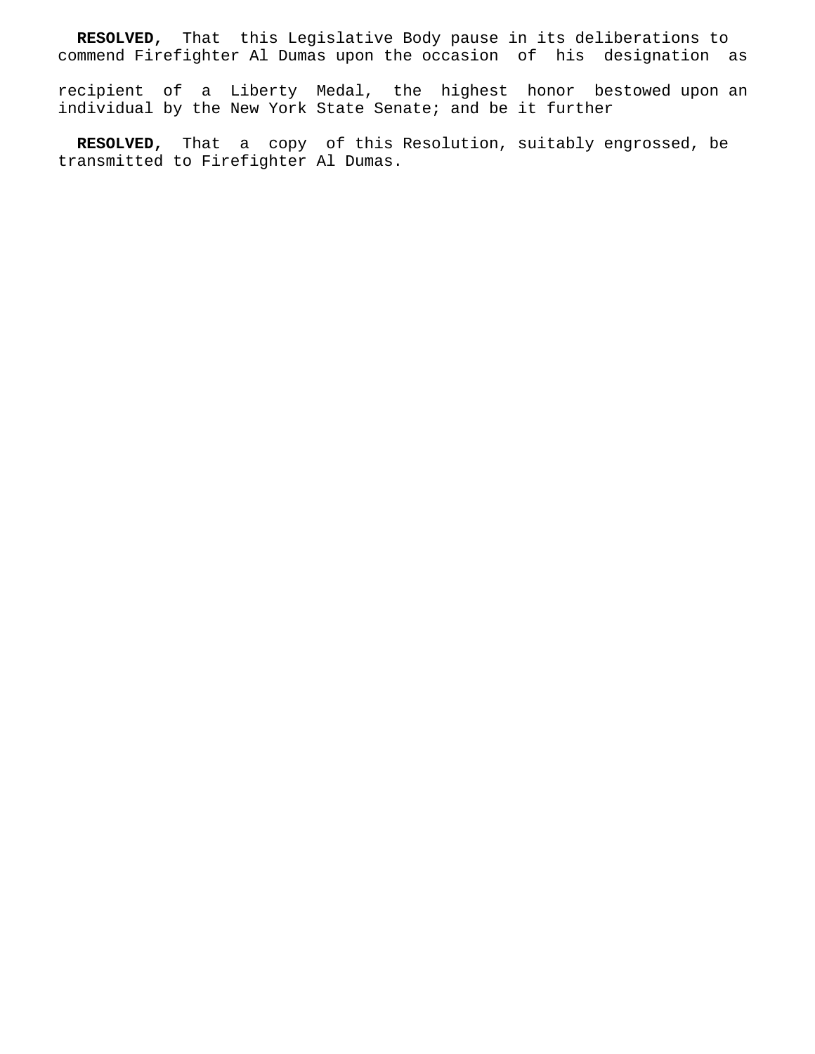**RESOLVED,** That this Legislative Body pause in its deliberations to commend Firefighter Al Dumas upon the occasion of his designation as recipient of a Liberty Medal, the highest honor bestowed upon an individual by the New York State Senate; and be it further

**RESOLVED,** That a copy of this Resolution, suitably engrossed, be transmitted to Firefighter Al Dumas.